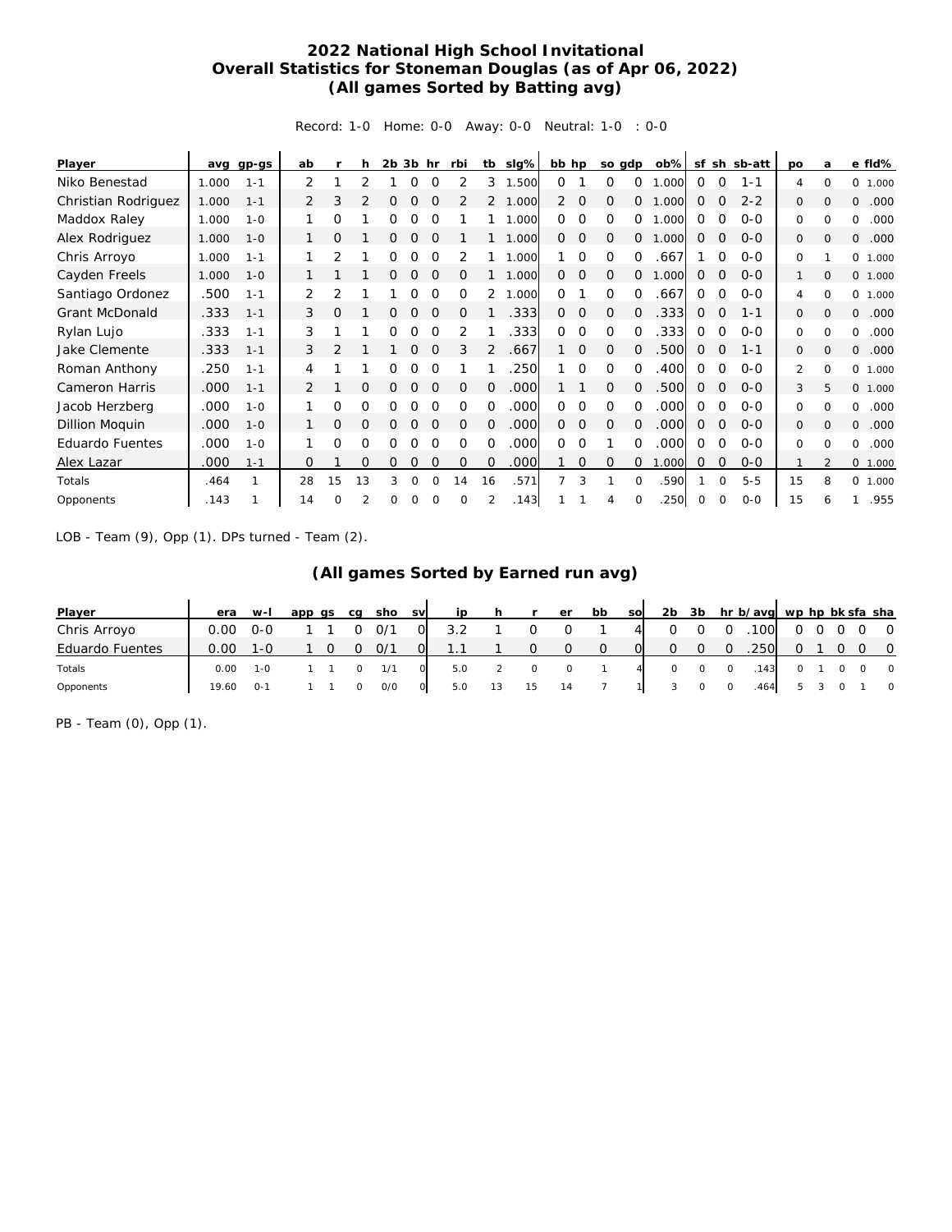# 2022 National High School Invitational
## Overall Statistics for Stoneman Douglas (as of Apr 06, 2022)
### (All games Sorted by Batting avg)

Record: 1-0 Home: 0-0 Away: 0-0 Neutral: 1-0 : 0-0

| Player | avg | gp-gs | ab | r | h | 2b | 3b | hr | rbi | tb | slg% | bb | hp | so | gdp | ob% | sf | sh | sb-att | po | a | e | fld% |
|---|---|---|---|---|---|---|---|---|---|---|---|---|---|---|---|---|---|---|---|---|---|---|---|
| Niko Benestad | 1.000 | 1-1 | 2 | 1 | 2 | 1 | 0 | 0 | 2 | 3 | 1.500 | 0 | 1 | 0 | 0 | 1.000 | 0 | 0 | 1-1 | 4 | 0 | 0 | 1.000 |
| Christian Rodriguez | 1.000 | 1-1 | 2 | 3 | 2 | 0 | 0 | 0 | 2 | 2 | 1.000 | 2 | 0 | 0 | 0 | 1.000 | 0 | 0 | 2-2 | 0 | 0 | 0 | .000 |
| Maddox Raley | 1.000 | 1-0 | 1 | 0 | 1 | 0 | 0 | 0 | 1 | 1 | 1.000 | 0 | 0 | 0 | 0 | 1.000 | 0 | 0 | 0-0 | 0 | 0 | 0 | .000 |
| Alex Rodriguez | 1.000 | 1-0 | 1 | 0 | 1 | 0 | 0 | 0 | 1 | 1 | 1.000 | 0 | 0 | 0 | 0 | 1.000 | 0 | 0 | 0-0 | 0 | 0 | 0 | .000 |
| Chris Arroyo | 1.000 | 1-1 | 1 | 2 | 1 | 0 | 0 | 0 | 2 | 1 | 1.000 | 1 | 0 | 0 | 0 | .667 | 1 | 0 | 0-0 | 0 | 1 | 0 | 1.000 |
| Cayden Freels | 1.000 | 1-0 | 1 | 1 | 1 | 0 | 0 | 0 | 0 | 1 | 1.000 | 0 | 0 | 0 | 0 | 1.000 | 0 | 0 | 0-0 | 1 | 0 | 0 | 1.000 |
| Santiago Ordonez | .500 | 1-1 | 2 | 2 | 1 | 1 | 0 | 0 | 0 | 2 | 1.000 | 0 | 1 | 0 | 0 | .667 | 0 | 0 | 0-0 | 4 | 0 | 0 | 1.000 |
| Grant McDonald | .333 | 1-1 | 3 | 0 | 1 | 0 | 0 | 0 | 0 | 1 | .333 | 0 | 0 | 0 | 0 | .333 | 0 | 0 | 1-1 | 0 | 0 | 0 | .000 |
| Rylan Lujo | .333 | 1-1 | 3 | 1 | 1 | 0 | 0 | 0 | 2 | 1 | .333 | 0 | 0 | 0 | 0 | .333 | 0 | 0 | 0-0 | 0 | 0 | 0 | .000 |
| Jake Clemente | .333 | 1-1 | 3 | 2 | 1 | 1 | 0 | 0 | 3 | 2 | .667 | 1 | 0 | 0 | 0 | .500 | 0 | 0 | 1-1 | 0 | 0 | 0 | .000 |
| Roman Anthony | .250 | 1-1 | 4 | 1 | 1 | 0 | 0 | 0 | 1 | 1 | .250 | 1 | 0 | 0 | 0 | .400 | 0 | 0 | 0-0 | 2 | 0 | 0 | 1.000 |
| Cameron Harris | .000 | 1-1 | 2 | 1 | 0 | 0 | 0 | 0 | 0 | 0 | .000 | 1 | 1 | 0 | 0 | .500 | 0 | 0 | 0-0 | 3 | 5 | 0 | 1.000 |
| Jacob Herzberg | .000 | 1-0 | 1 | 0 | 0 | 0 | 0 | 0 | 0 | 0 | .000 | 0 | 0 | 0 | 0 | .000 | 0 | 0 | 0-0 | 0 | 0 | 0 | .000 |
| Dillion Moquin | .000 | 1-0 | 1 | 0 | 0 | 0 | 0 | 0 | 0 | 0 | .000 | 0 | 0 | 0 | 0 | .000 | 0 | 0 | 0-0 | 0 | 0 | 0 | .000 |
| Eduardo Fuentes | .000 | 1-0 | 1 | 0 | 0 | 0 | 0 | 0 | 0 | 0 | .000 | 0 | 0 | 1 | 0 | .000 | 0 | 0 | 0-0 | 0 | 0 | 0 | .000 |
| Alex Lazar | .000 | 1-1 | 0 | 1 | 0 | 0 | 0 | 0 | 0 | 0 | .000 | 1 | 0 | 0 | 0 | 1.000 | 0 | 0 | 0-0 | 1 | 2 | 0 | 1.000 |
| Totals | .464 | 1 | 28 | 15 | 13 | 3 | 0 | 0 | 14 | 16 | .571 | 7 | 3 | 1 | 0 | .590 | 1 | 0 | 5-5 | 15 | 8 | 0 | 1.000 |
| Opponents | .143 | 1 | 14 | 0 | 2 | 0 | 0 | 0 | 0 | 2 | .143 | 1 | 1 | 4 | 0 | .250 | 0 | 0 | 0-0 | 15 | 6 | 1 | .955 |

LOB - Team (9), Opp (1). DPs turned - Team (2).

### (All games Sorted by Earned run avg)

| Player | era | w-l | app | gs | cg | sho | sv | ip | h | r | er | bb | so | 2b | 3b | hr | b/avg | wp | hp | bk | sfa | sha |
|---|---|---|---|---|---|---|---|---|---|---|---|---|---|---|---|---|---|---|---|---|---|---|
| Chris Arroyo | 0.00 | 0-0 | 1 | 1 | 0 | 0/1 | 0 | 3.2 | 1 | 0 | 0 | 1 | 4 | 0 | 0 | 0 | .100 | 0 | 0 | 0 | 0 | 0 |
| Eduardo Fuentes | 0.00 | 1-0 | 1 | 0 | 0 | 0/1 | 0 | 1.1 | 1 | 0 | 0 | 0 | 0 | 0 | 0 | 0 | .250 | 0 | 1 | 0 | 0 | 0 |
| Totals | 0.00 | 1-0 | 1 | 1 | 0 | 1/1 | 0 | 5.0 | 2 | 0 | 0 | 1 | 4 | 0 | 0 | 0 | .143 | 0 | 1 | 0 | 0 | 0 |
| Opponents | 19.60 | 0-1 | 1 | 1 | 0 | 0/0 | 0 | 5.0 | 13 | 15 | 14 | 7 | 1 | 3 | 0 | 0 | .464 | 5 | 3 | 0 | 1 | 0 |

PB - Team (0), Opp (1).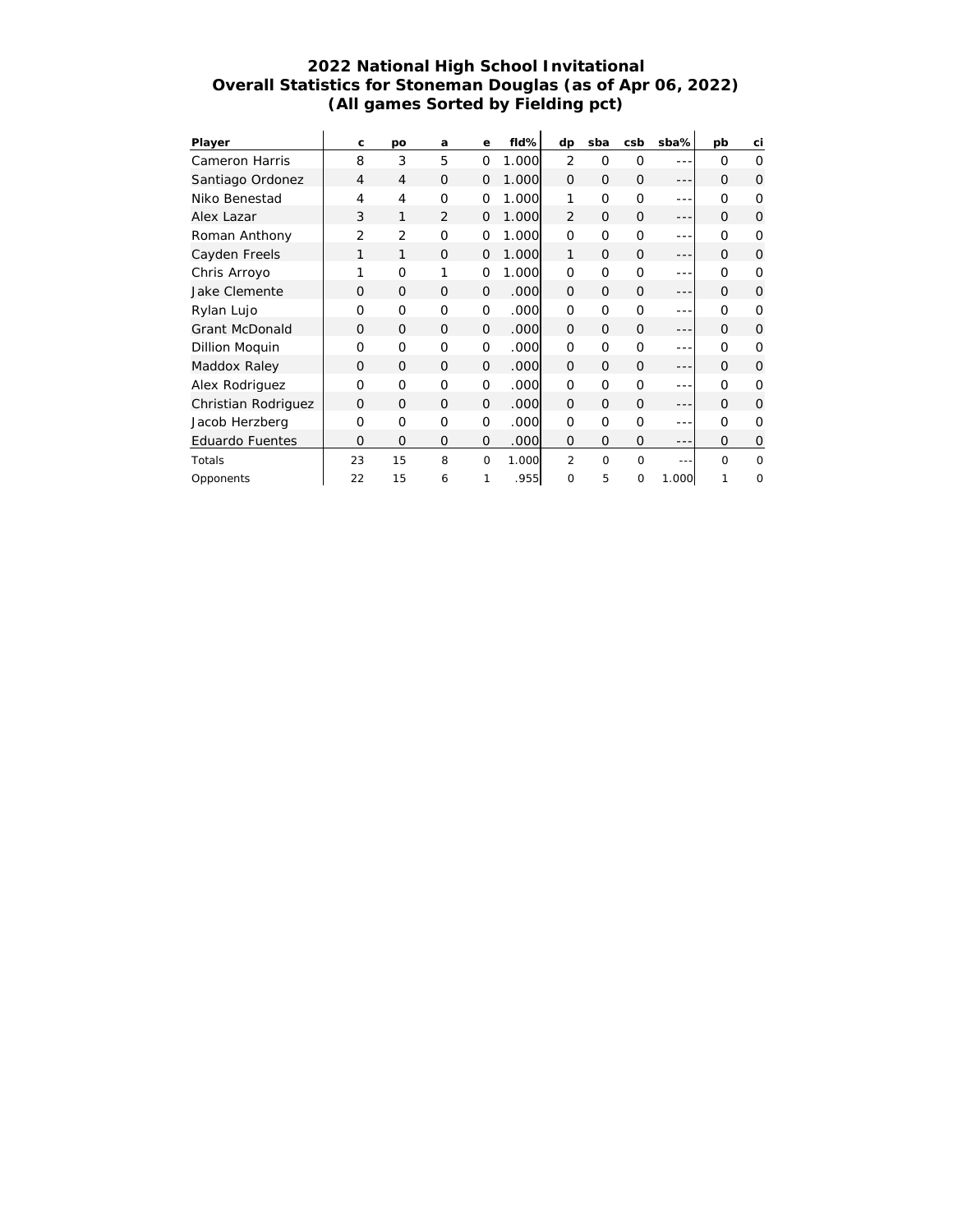## 2022 National High School Invitational
## Overall Statistics for Stoneman Douglas (as of Apr 06, 2022)
## (All games Sorted by Fielding pct)

| Player | c | po | a | e | fld% | dp | sba | csb | sba% | pb | ci |
|---|---|---|---|---|---|---|---|---|---|---|---|
| Cameron Harris | 8 | 3 | 5 | 0 | 1.000 | 2 | 0 | 0 | --- | 0 | 0 |
| Santiago Ordonez | 4 | 4 | 0 | 0 | 1.000 | 0 | 0 | 0 | --- | 0 | 0 |
| Niko Benestad | 4 | 4 | 0 | 0 | 1.000 | 1 | 0 | 0 | --- | 0 | 0 |
| Alex Lazar | 3 | 1 | 2 | 0 | 1.000 | 2 | 0 | 0 | --- | 0 | 0 |
| Roman Anthony | 2 | 2 | 0 | 0 | 1.000 | 0 | 0 | 0 | --- | 0 | 0 |
| Cayden Freels | 1 | 1 | 0 | 0 | 1.000 | 1 | 0 | 0 | --- | 0 | 0 |
| Chris Arroyo | 1 | 0 | 1 | 0 | 1.000 | 0 | 0 | 0 | --- | 0 | 0 |
| Jake Clemente | 0 | 0 | 0 | 0 | .000 | 0 | 0 | 0 | --- | 0 | 0 |
| Rylan Lujo | 0 | 0 | 0 | 0 | .000 | 0 | 0 | 0 | --- | 0 | 0 |
| Grant McDonald | 0 | 0 | 0 | 0 | .000 | 0 | 0 | 0 | --- | 0 | 0 |
| Dillion Moquin | 0 | 0 | 0 | 0 | .000 | 0 | 0 | 0 | --- | 0 | 0 |
| Maddox Raley | 0 | 0 | 0 | 0 | .000 | 0 | 0 | 0 | --- | 0 | 0 |
| Alex Rodriguez | 0 | 0 | 0 | 0 | .000 | 0 | 0 | 0 | --- | 0 | 0 |
| Christian Rodriguez | 0 | 0 | 0 | 0 | .000 | 0 | 0 | 0 | --- | 0 | 0 |
| Jacob Herzberg | 0 | 0 | 0 | 0 | .000 | 0 | 0 | 0 | --- | 0 | 0 |
| Eduardo Fuentes | 0 | 0 | 0 | 0 | .000 | 0 | 0 | 0 | --- | 0 | 0 |
| Totals | 23 | 15 | 8 | 0 | 1.000 | 2 | 0 | 0 | --- | 0 | 0 |
| Opponents | 22 | 15 | 6 | 1 | .955 | 0 | 5 | 0 | 1.000 | 1 | 0 |